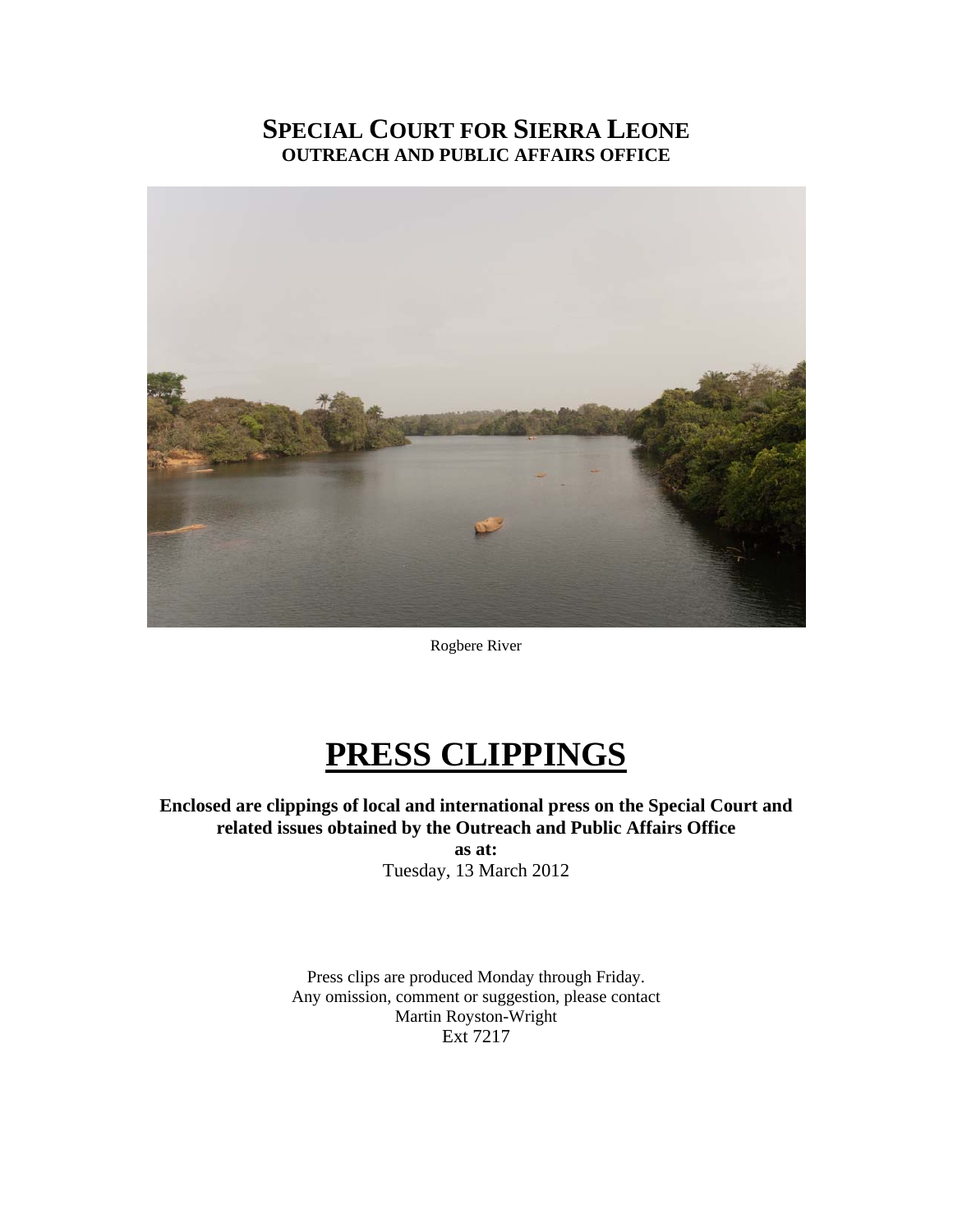# SPECIAL COURT FOR SIERRA LEONE
## OUTREACH AND PUBLIC AFFAIRS OFFICE

Rogbere River

# PRESS CLIPPINGS

**Enclosed are clippings of local and international press on the Special Court and related issues obtained by the Outreach and Public Affairs Office**

**as at:**

Tuesday, 13 March 2012

Press clips are produced Monday through Friday.
Any omission, comment or suggestion, please contact
Martin Royston-Wright
Ext 7217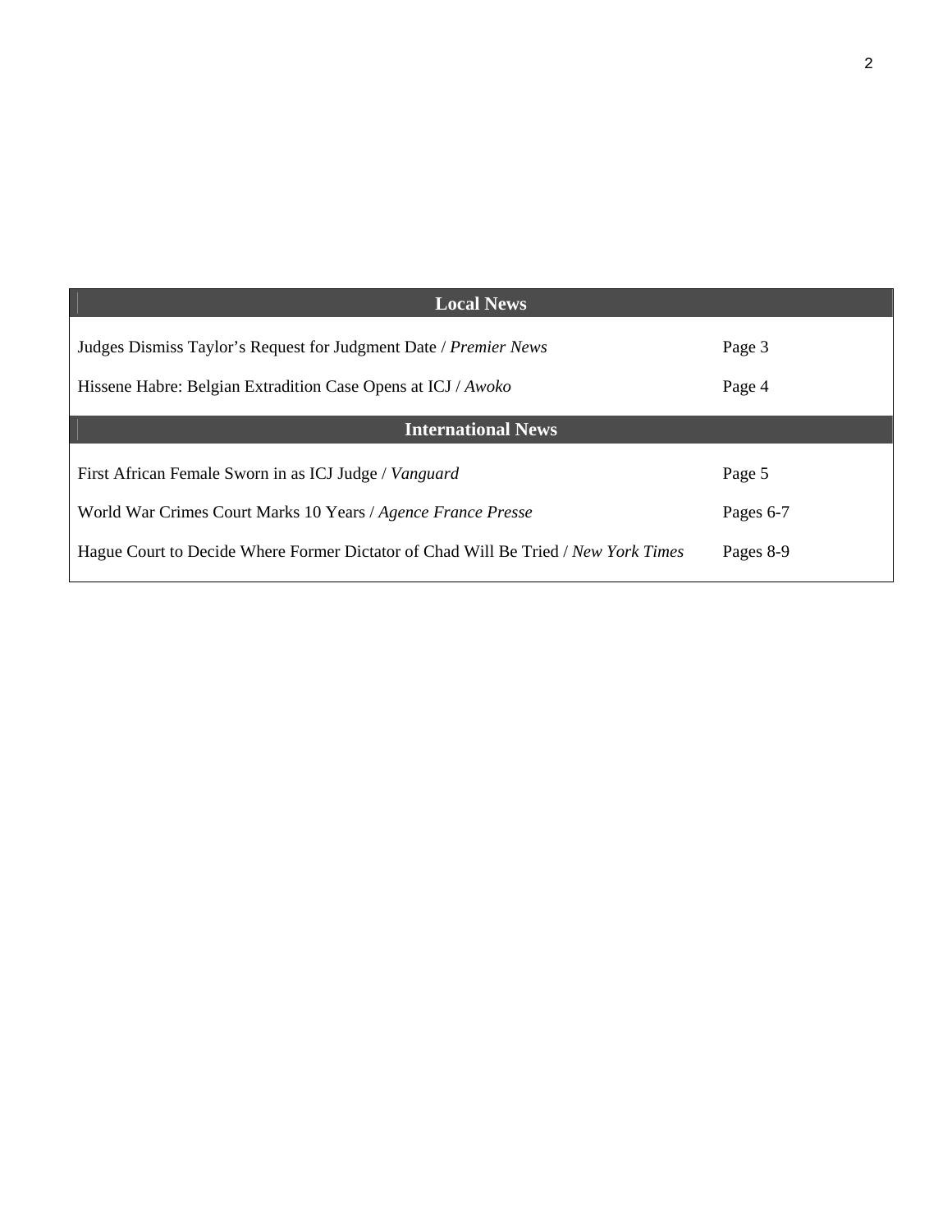## Local News

| | |
|---|---|
| Judges Dismiss Taylor's Request for Judgment Date / *Premier News* | Page 3 |
| Hissene Habre: Belgian Extradition Case Opens at ICJ / *Awoko* | Page 4 |

## International News

| | |
|---|---|
| First African Female Sworn in as ICJ Judge / *Vanguard* | Page 5 |
| World War Crimes Court Marks 10 Years / *Agence France Presse* | Pages 6-7 |
| Hague Court to Decide Where Former Dictator of Chad Will Be Tried / *New York Times* | Pages 8-9 |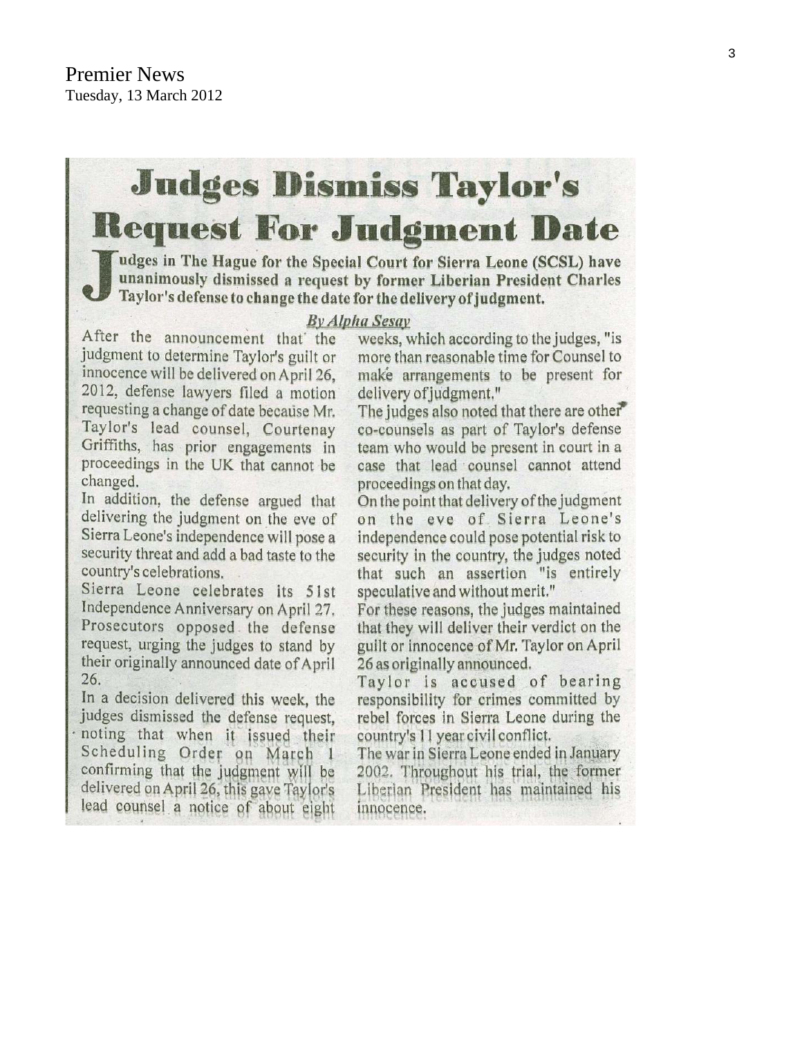Premier News
Tuesday, 13 March 2012

# Judges Dismiss Taylor's Request For Judgment Date

**Judges in The Hague for the Special Court for Sierra Leone (SCSL) have unanimously dismissed a request by former Liberian President Charles Taylor's defense to change the date for the delivery of judgment.**

*By Alpha Sesay*

After the announcement that the judgment to determine Taylor's guilt or innocence will be delivered on April 26, 2012, defense lawyers filed a motion requesting a change of date because Mr. Taylor's lead counsel, Courtenay Griffiths, has prior engagements in proceedings in the UK that cannot be changed.

In addition, the defense argued that delivering the judgment on the eve of Sierra Leone's independence will pose a security threat and add a bad taste to the country's celebrations.

Sierra Leone celebrates its 51st Independence Anniversary on April 27. Prosecutors opposed the defense request, urging the judges to stand by their originally announced date of April 26.

In a decision delivered this week, the judges dismissed the defense request, noting that when it issued their Scheduling Order on March 1 confirming that the judgment will be delivered on April 26, this gave Taylor's lead counsel a notice of about eight weeks, which according to the judges, "is more than reasonable time for Counsel to make arrangements to be present for delivery of judgment."

The judges also noted that there are other co-counsels as part of Taylor's defense team who would be present in court in a case that lead counsel cannot attend proceedings on that day.

On the point that delivery of the judgment on the eve of Sierra Leone's independence could pose potential risk to security in the country, the judges noted that such an assertion "is entirely speculative and without merit."

For these reasons, the judges maintained that they will deliver their verdict on the guilt or innocence of Mr. Taylor on April 26 as originally announced.

Taylor is accused of bearing responsibility for crimes committed by rebel forces in Sierra Leone during the country's 11 year civil conflict.

The war in Sierra Leone ended in January 2002. Throughout his trial, the former Liberian President has maintained his innocence.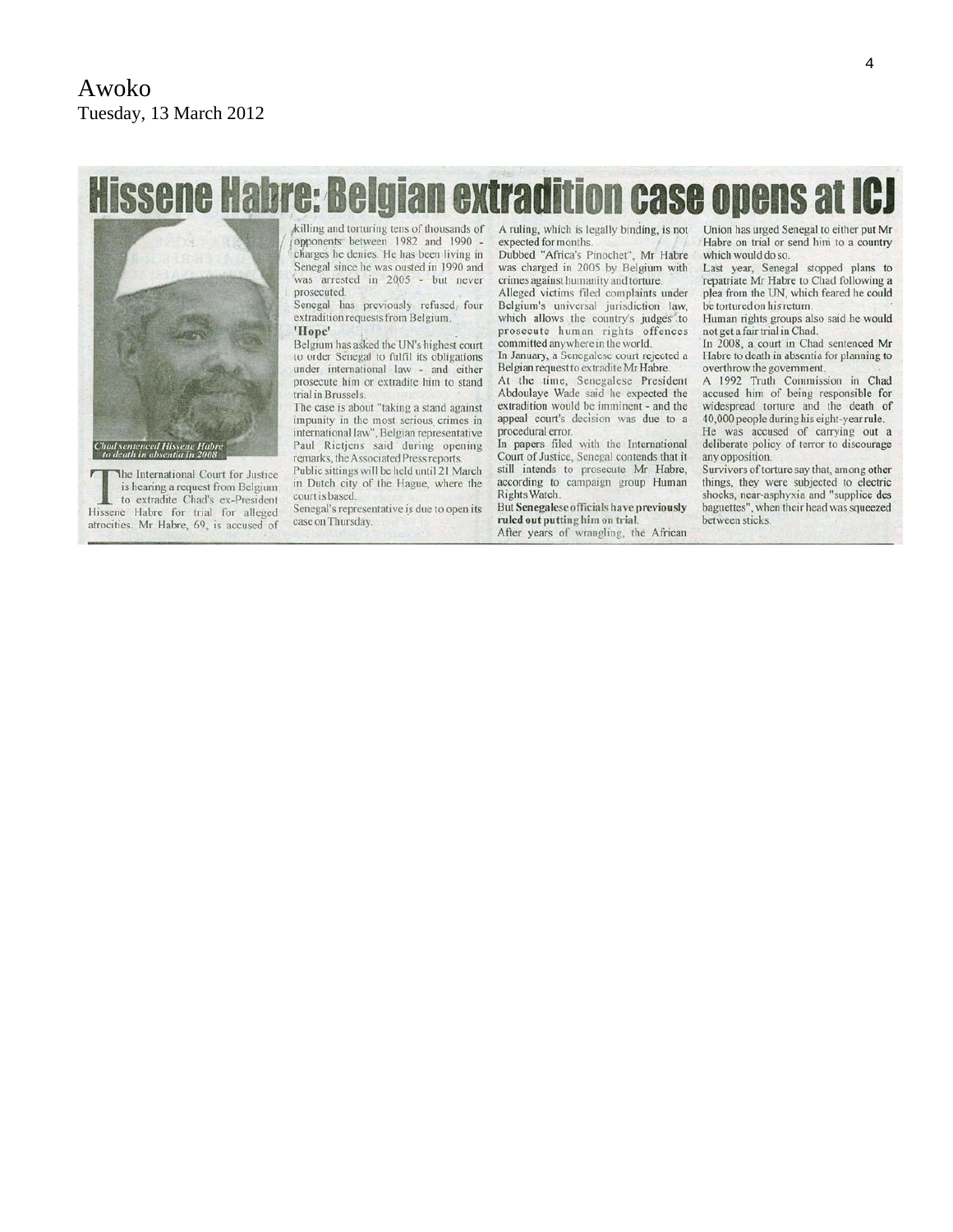Awoko
Tuesday, 13 March 2012

# Hissene Habre: Belgian extradition case opens at ICJ

*Chad sentenced Hissene Habre to death in absentia in 2008*

The International Court for Justice is hearing a request from Belgium to extradite Chad's ex-President Hissene Habre for trial for alleged atrocities. Mr Habre, 69, is accused of killing and torturing tens of thousands of opponents between 1982 and 1990 - charges he denies. He has been living in Senegal since he was ousted in 1990 and was arrested in 2005 - but never prosecuted.

Senegal has previously refused, four extradition requests from Belgium.

**'Hope'**

Belgium has asked the UN's highest court to order Senegal to fulfil its obligations under international law - and either prosecute him or extradite him to stand trial in Brussels.

The case is about "taking a stand against impunity in the most serious crimes in international law", Belgian representative Paul Rietjens said during opening remarks, the Associated Press reports.

Public sittings will be held until 21 March in Dutch city of the Hague, where the court is based.

Senegal's representative is due to open its case on Thursday.

A ruling, which is legally binding, is not expected for months.

Dubbed "Africa's Pinochet", Mr Habre was charged in 2005 by Belgium with crimes against humanity and torture.

Alleged victims filed complaints under Belgium's universal jurisdiction law, which allows the country's judges to prosecute human rights offences committed anywhere in the world.

In January, a Senegalese court rejected a Belgian request to extradite Mr Habre.

At the time, Senegalese President Abdoulaye Wade said he expected the extradition would be imminent - and the appeal court's decision was due to a procedural error.

In papers filed with the International Court of Justice, Senegal contends that it still intends to prosecute Mr Habre, according to campaign group Human Rights Watch.

**But Senegalese officials have previously ruled out putting him on trial.**

After years of wrangling, the African Union has urged Senegal to either put Mr Habre on trial or send him to a country which would do so.

Last year, Senegal stopped plans to repatriate Mr Habre to Chad following a plea from the UN, which feared he could be tortured on his return.

Human rights groups also said he would not get a fair trial in Chad.

In 2008, a court in Chad sentenced Mr Habre to death in absentia for planning to overthrow the government.

A 1992 Truth Commission in Chad accused him of being responsible for widespread torture and the death of 40,000 people during his eight-year rule.

He was accused of carrying out a deliberate policy of terror to discourage any opposition.

Survivors of torture say that, among other things, they were subjected to electric shocks, near-asphyxia and "supplice des baguettes", when their head was squeezed between sticks.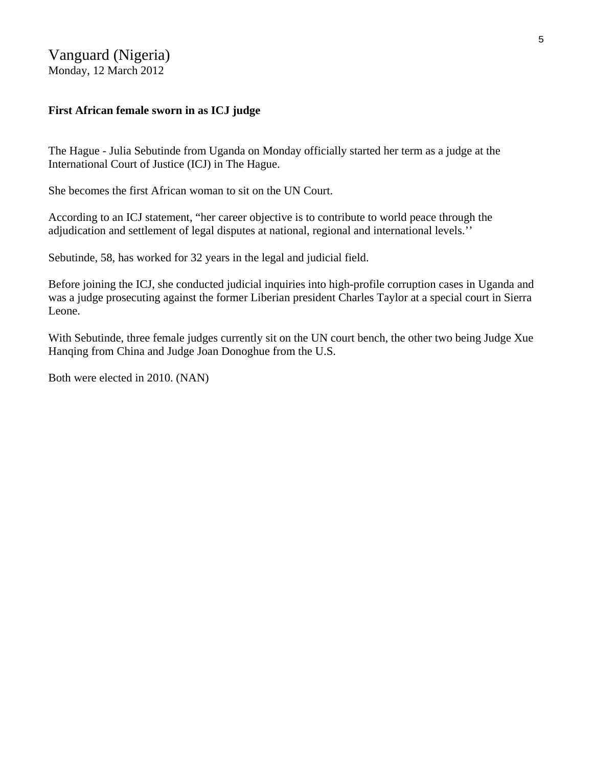Vanguard (Nigeria)
Monday, 12 March 2012

**First African female sworn in as ICJ judge**

The Hague - Julia Sebutinde from Uganda on Monday officially started her term as a judge at the International Court of Justice (ICJ) in The Hague.

She becomes the first African woman to sit on the UN Court.

According to an ICJ statement, "her career objective is to contribute to world peace through the adjudication and settlement of legal disputes at national, regional and international levels.''

Sebutinde, 58, has worked for 32 years in the legal and judicial field.

Before joining the ICJ, she conducted judicial inquiries into high-profile corruption cases in Uganda and was a judge prosecuting against the former Liberian president Charles Taylor at a special court in Sierra Leone.

With Sebutinde, three female judges currently sit on the UN court bench, the other two being Judge Xue Hanqing from China and Judge Joan Donoghue from the U.S.

Both were elected in 2010. (NAN)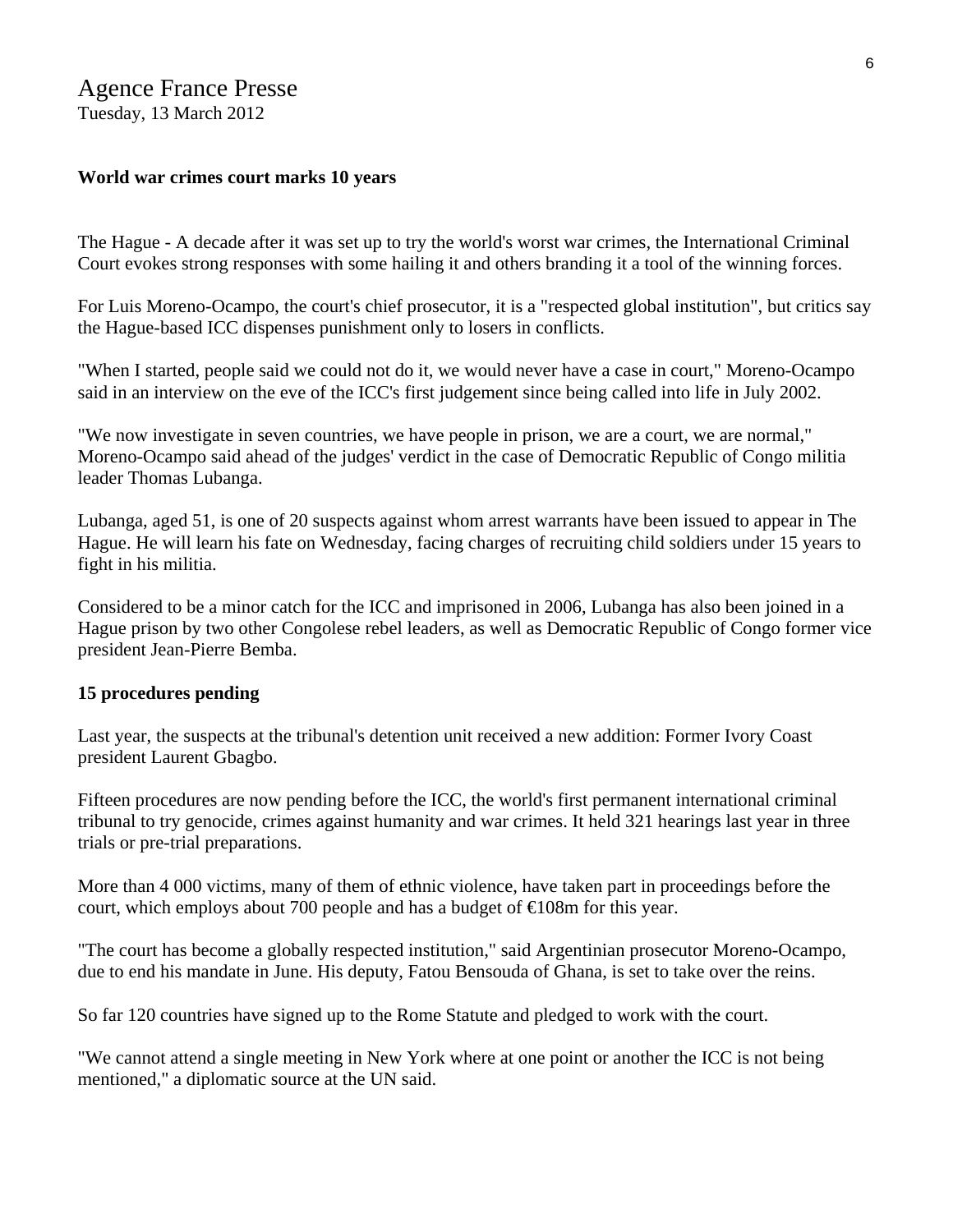Agence France Presse
Tuesday, 13 March 2012

**World war crimes court marks 10 years**

The Hague - A decade after it was set up to try the world's worst war crimes, the International Criminal Court evokes strong responses with some hailing it and others branding it a tool of the winning forces.

For Luis Moreno-Ocampo, the court's chief prosecutor, it is a "respected global institution", but critics say the Hague-based ICC dispenses punishment only to losers in conflicts.

"When I started, people said we could not do it, we would never have a case in court," Moreno-Ocampo said in an interview on the eve of the ICC's first judgement since being called into life in July 2002.

"We now investigate in seven countries, we have people in prison, we are a court, we are normal," Moreno-Ocampo said ahead of the judges' verdict in the case of Democratic Republic of Congo militia leader Thomas Lubanga.

Lubanga, aged 51, is one of 20 suspects against whom arrest warrants have been issued to appear in The Hague. He will learn his fate on Wednesday, facing charges of recruiting child soldiers under 15 years to fight in his militia.

Considered to be a minor catch for the ICC and imprisoned in 2006, Lubanga has also been joined in a Hague prison by two other Congolese rebel leaders, as well as Democratic Republic of Congo former vice president Jean-Pierre Bemba.

**15 procedures pending**

Last year, the suspects at the tribunal's detention unit received a new addition: Former Ivory Coast president Laurent Gbagbo.

Fifteen procedures are now pending before the ICC, the world's first permanent international criminal tribunal to try genocide, crimes against humanity and war crimes. It held 321 hearings last year in three trials or pre-trial preparations.

More than 4 000 victims, many of them of ethnic violence, have taken part in proceedings before the court, which employs about 700 people and has a budget of €108m for this year.

"The court has become a globally respected institution," said Argentinian prosecutor Moreno-Ocampo, due to end his mandate in June. His deputy, Fatou Bensouda of Ghana, is set to take over the reins.

So far 120 countries have signed up to the Rome Statute and pledged to work with the court.

"We cannot attend a single meeting in New York where at one point or another the ICC is not being mentioned," a diplomatic source at the UN said.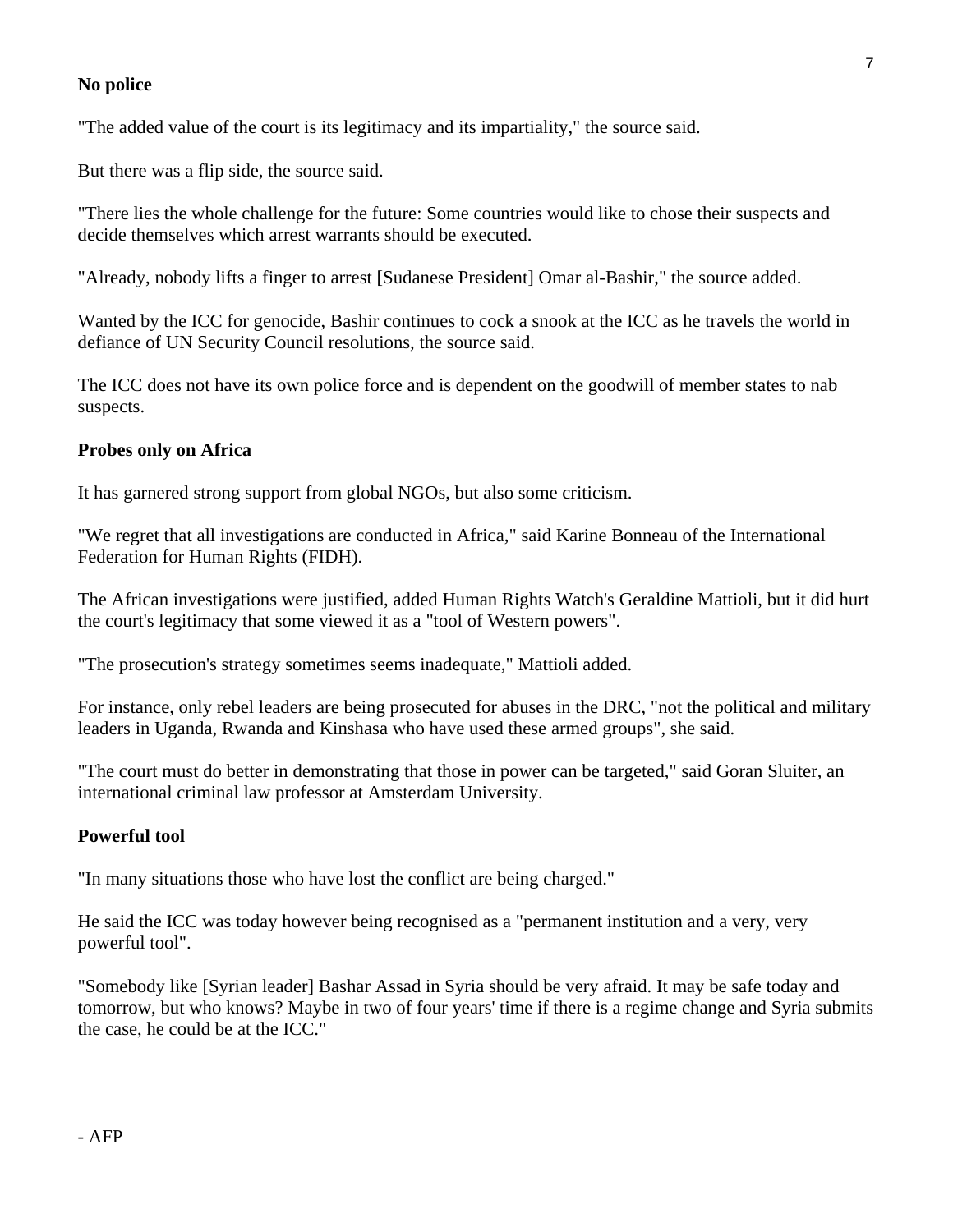**No police**

"The added value of the court is its legitimacy and its impartiality," the source said.

But there was a flip side, the source said.

"There lies the whole challenge for the future: Some countries would like to chose their suspects and decide themselves which arrest warrants should be executed.

"Already, nobody lifts a finger to arrest [Sudanese President] Omar al-Bashir," the source added.

Wanted by the ICC for genocide, Bashir continues to cock a snook at the ICC as he travels the world in defiance of UN Security Council resolutions, the source said.

The ICC does not have its own police force and is dependent on the goodwill of member states to nab suspects.

**Probes only on Africa**

It has garnered strong support from global NGOs, but also some criticism.

"We regret that all investigations are conducted in Africa," said Karine Bonneau of the International Federation for Human Rights (FIDH).

The African investigations were justified, added Human Rights Watch's Geraldine Mattioli, but it did hurt the court's legitimacy that some viewed it as a "tool of Western powers".

"The prosecution's strategy sometimes seems inadequate," Mattioli added.

For instance, only rebel leaders are being prosecuted for abuses in the DRC, "not the political and military leaders in Uganda, Rwanda and Kinshasa who have used these armed groups", she said.

"The court must do better in demonstrating that those in power can be targeted," said Goran Sluiter, an international criminal law professor at Amsterdam University.

**Powerful tool**

"In many situations those who have lost the conflict are being charged."

He said the ICC was today however being recognised as a "permanent institution and a very, very powerful tool".

"Somebody like [Syrian leader] Bashar Assad in Syria should be very afraid. It may be safe today and tomorrow, but who knows? Maybe in two of four years' time if there is a regime change and Syria submits the case, he could be at the ICC."

\- AFP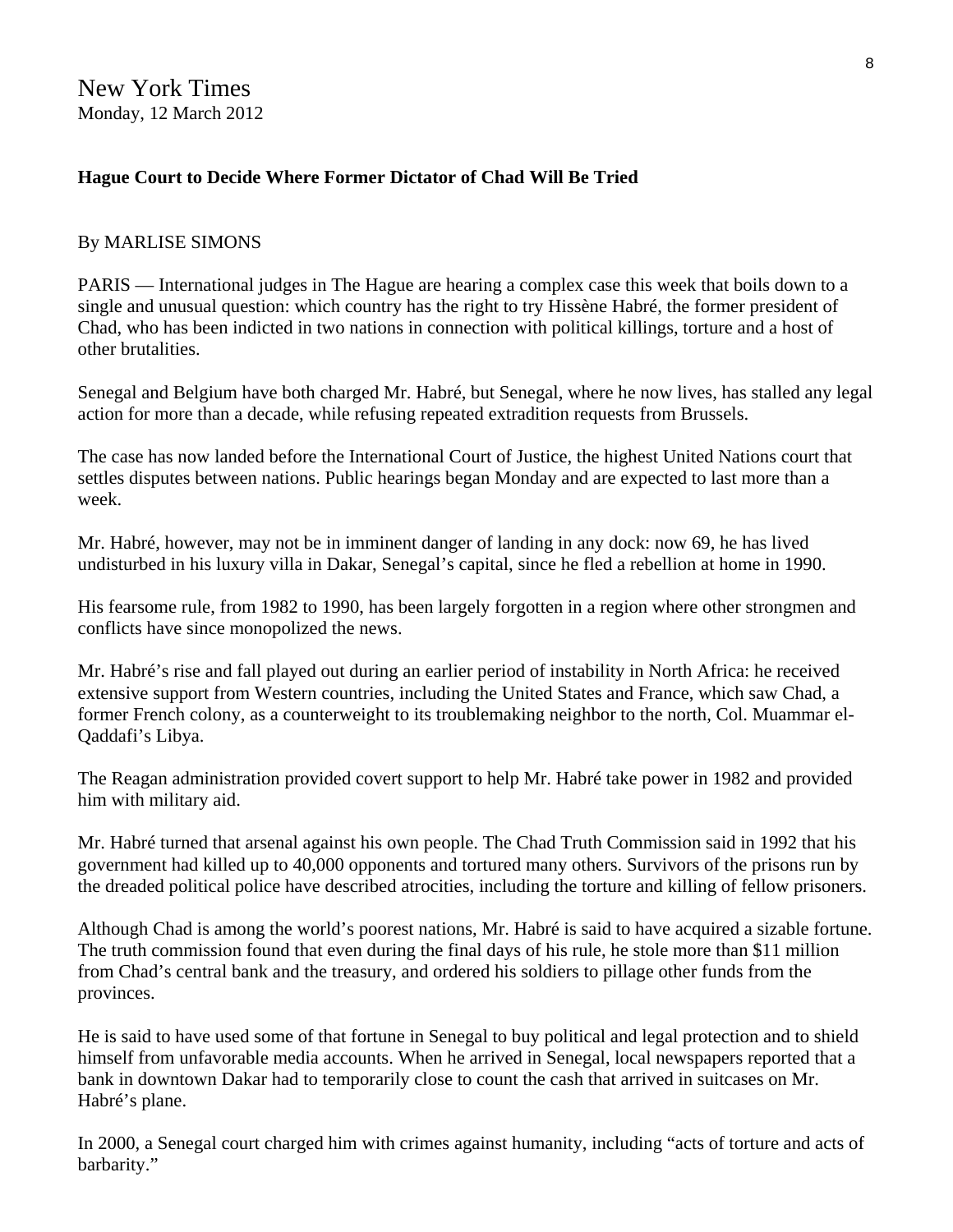New York Times
Monday, 12 March 2012

**Hague Court to Decide Where Former Dictator of Chad Will Be Tried**

By MARLISE SIMONS

PARIS — International judges in The Hague are hearing a complex case this week that boils down to a single and unusual question: which country has the right to try Hissène Habré, the former president of Chad, who has been indicted in two nations in connection with political killings, torture and a host of other brutalities.

Senegal and Belgium have both charged Mr. Habré, but Senegal, where he now lives, has stalled any legal action for more than a decade, while refusing repeated extradition requests from Brussels.

The case has now landed before the International Court of Justice, the highest United Nations court that settles disputes between nations. Public hearings began Monday and are expected to last more than a week.

Mr. Habré, however, may not be in imminent danger of landing in any dock: now 69, he has lived undisturbed in his luxury villa in Dakar, Senegal's capital, since he fled a rebellion at home in 1990.

His fearsome rule, from 1982 to 1990, has been largely forgotten in a region where other strongmen and conflicts have since monopolized the news.

Mr. Habré's rise and fall played out during an earlier period of instability in North Africa: he received extensive support from Western countries, including the United States and France, which saw Chad, a former French colony, as a counterweight to its troublemaking neighbor to the north, Col. Muammar el-Qaddafi's Libya.

The Reagan administration provided covert support to help Mr. Habré take power in 1982 and provided him with military aid.

Mr. Habré turned that arsenal against his own people. The Chad Truth Commission said in 1992 that his government had killed up to 40,000 opponents and tortured many others. Survivors of the prisons run by the dreaded political police have described atrocities, including the torture and killing of fellow prisoners.

Although Chad is among the world's poorest nations, Mr. Habré is said to have acquired a sizable fortune. The truth commission found that even during the final days of his rule, he stole more than $11 million from Chad's central bank and the treasury, and ordered his soldiers to pillage other funds from the provinces.

He is said to have used some of that fortune in Senegal to buy political and legal protection and to shield himself from unfavorable media accounts. When he arrived in Senegal, local newspapers reported that a bank in downtown Dakar had to temporarily close to count the cash that arrived in suitcases on Mr. Habré's plane.

In 2000, a Senegal court charged him with crimes against humanity, including "acts of torture and acts of barbarity."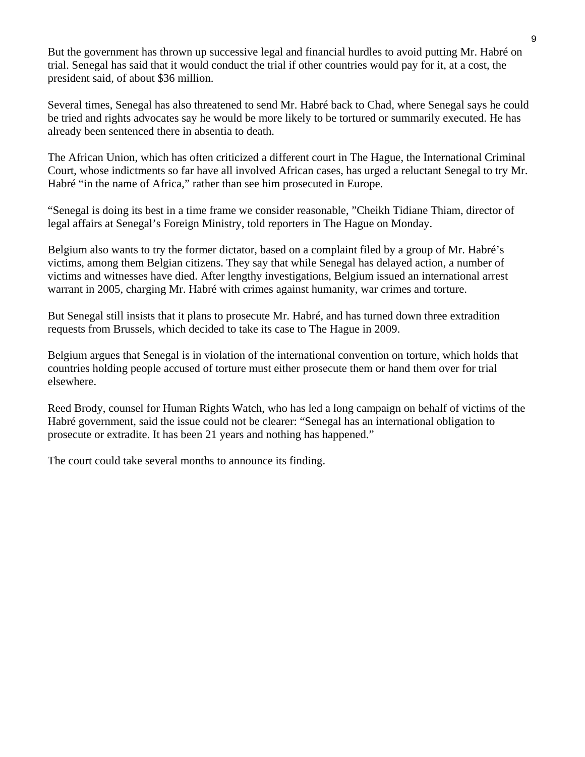But the government has thrown up successive legal and financial hurdles to avoid putting Mr. Habré on trial. Senegal has said that it would conduct the trial if other countries would pay for it, at a cost, the president said, of about $36 million.

Several times, Senegal has also threatened to send Mr. Habré back to Chad, where Senegal says he could be tried and rights advocates say he would be more likely to be tortured or summarily executed. He has already been sentenced there in absentia to death.

The African Union, which has often criticized a different court in The Hague, the International Criminal Court, whose indictments so far have all involved African cases, has urged a reluctant Senegal to try Mr. Habré "in the name of Africa," rather than see him prosecuted in Europe.

"Senegal is doing its best in a time frame we consider reasonable, "Cheikh Tidiane Thiam, director of legal affairs at Senegal's Foreign Ministry, told reporters in The Hague on Monday.

Belgium also wants to try the former dictator, based on a complaint filed by a group of Mr. Habré's victims, among them Belgian citizens. They say that while Senegal has delayed action, a number of victims and witnesses have died. After lengthy investigations, Belgium issued an international arrest warrant in 2005, charging Mr. Habré with crimes against humanity, war crimes and torture.

But Senegal still insists that it plans to prosecute Mr. Habré, and has turned down three extradition requests from Brussels, which decided to take its case to The Hague in 2009.

Belgium argues that Senegal is in violation of the international convention on torture, which holds that countries holding people accused of torture must either prosecute them or hand them over for trial elsewhere.

Reed Brody, counsel for Human Rights Watch, who has led a long campaign on behalf of victims of the Habré government, said the issue could not be clearer: "Senegal has an international obligation to prosecute or extradite. It has been 21 years and nothing has happened."

The court could take several months to announce its finding.